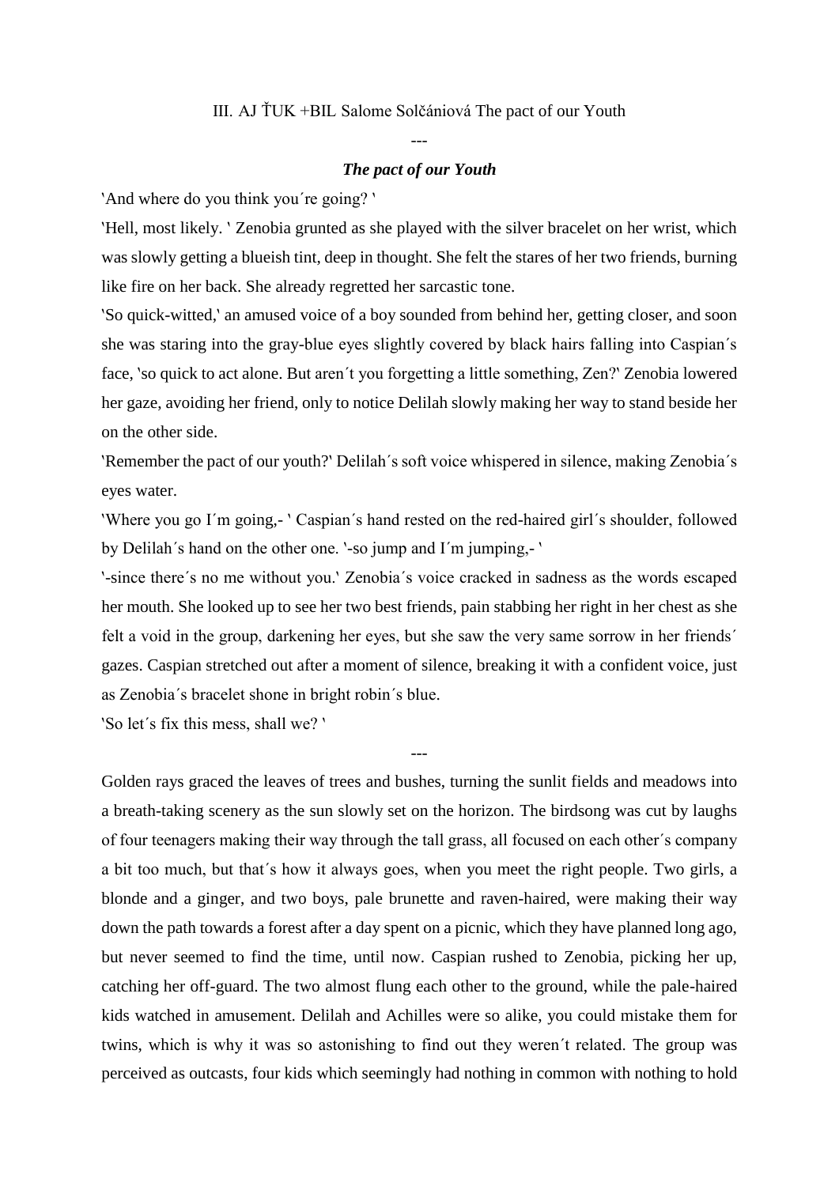III. AJ ŤUK +BIL Salome Solčániová The pact of our Youth

---

***The pact of our Youth***

'And where do you think you´re going? '

'Hell, most likely. ' Zenobia grunted as she played with the silver bracelet on her wrist, which was slowly getting a blueish tint, deep in thought. She felt the stares of her two friends, burning like fire on her back. She already regretted her sarcastic tone.

'So quick-witted,' an amused voice of a boy sounded from behind her, getting closer, and soon she was staring into the gray-blue eyes slightly covered by black hairs falling into Caspian´s face, 'so quick to act alone. But aren´t you forgetting a little something, Zen?' Zenobia lowered her gaze, avoiding her friend, only to notice Delilah slowly making her way to stand beside her on the other side.

'Remember the pact of our youth?' Delilah´s soft voice whispered in silence, making Zenobia´s eyes water.

'Where you go I´m going,- ' Caspian´s hand rested on the red-haired girl´s shoulder, followed by Delilah´s hand on the other one. '-so jump and I´m jumping,- '

'-since there´s no me without you.' Zenobia´s voice cracked in sadness as the words escaped her mouth. She looked up to see her two best friends, pain stabbing her right in her chest as she felt a void in the group, darkening her eyes, but she saw the very same sorrow in her friends´ gazes. Caspian stretched out after a moment of silence, breaking it with a confident voice, just as Zenobia´s bracelet shone in bright robin´s blue.

'So let´s fix this mess, shall we? '

---

Golden rays graced the leaves of trees and bushes, turning the sunlit fields and meadows into a breath-taking scenery as the sun slowly set on the horizon. The birdsong was cut by laughs of four teenagers making their way through the tall grass, all focused on each other´s company a bit too much, but that´s how it always goes, when you meet the right people. Two girls, a blonde and a ginger, and two boys, pale brunette and raven-haired, were making their way down the path towards a forest after a day spent on a picnic, which they have planned long ago, but never seemed to find the time, until now. Caspian rushed to Zenobia, picking her up, catching her off-guard. The two almost flung each other to the ground, while the pale-haired kids watched in amusement. Delilah and Achilles were so alike, you could mistake them for twins, which is why it was so astonishing to find out they weren´t related. The group was perceived as outcasts, four kids which seemingly had nothing in common with nothing to hold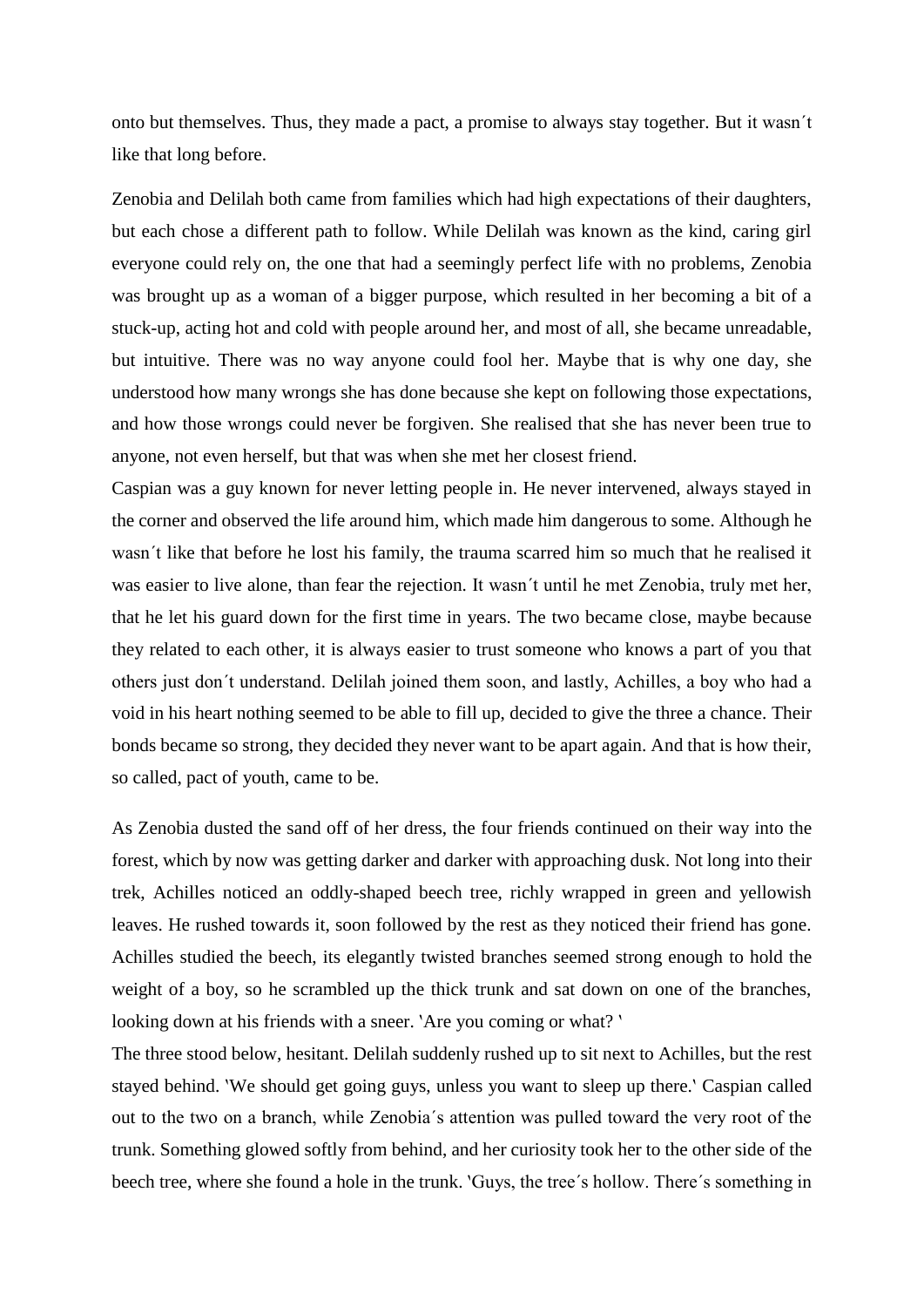onto but themselves. Thus, they made a pact, a promise to always stay together. But it wasn´t like that long before.

Zenobia and Delilah both came from families which had high expectations of their daughters, but each chose a different path to follow. While Delilah was known as the kind, caring girl everyone could rely on, the one that had a seemingly perfect life with no problems, Zenobia was brought up as a woman of a bigger purpose, which resulted in her becoming a bit of a stuck-up, acting hot and cold with people around her, and most of all, she became unreadable, but intuitive. There was no way anyone could fool her. Maybe that is why one day, she understood how many wrongs she has done because she kept on following those expectations, and how those wrongs could never be forgiven. She realised that she has never been true to anyone, not even herself, but that was when she met her closest friend.

Caspian was a guy known for never letting people in. He never intervened, always stayed in the corner and observed the life around him, which made him dangerous to some. Although he wasn´t like that before he lost his family, the trauma scarred him so much that he realised it was easier to live alone, than fear the rejection. It wasn´t until he met Zenobia, truly met her, that he let his guard down for the first time in years. The two became close, maybe because they related to each other, it is always easier to trust someone who knows a part of you that others just don´t understand. Delilah joined them soon, and lastly, Achilles, a boy who had a void in his heart nothing seemed to be able to fill up, decided to give the three a chance. Their bonds became so strong, they decided they never want to be apart again. And that is how their, so called, pact of youth, came to be.

As Zenobia dusted the sand off of her dress, the four friends continued on their way into the forest, which by now was getting darker and darker with approaching dusk. Not long into their trek, Achilles noticed an oddly-shaped beech tree, richly wrapped in green and yellowish leaves. He rushed towards it, soon followed by the rest as they noticed their friend has gone. Achilles studied the beech, its elegantly twisted branches seemed strong enough to hold the weight of a boy, so he scrambled up the thick trunk and sat down on one of the branches, looking down at his friends with a sneer. 'Are you coming or what? '

The three stood below, hesitant. Delilah suddenly rushed up to sit next to Achilles, but the rest stayed behind. 'We should get going guys, unless you want to sleep up there.' Caspian called out to the two on a branch, while Zenobia´s attention was pulled toward the very root of the trunk. Something glowed softly from behind, and her curiosity took her to the other side of the beech tree, where she found a hole in the trunk. 'Guys, the tree´s hollow. There´s something in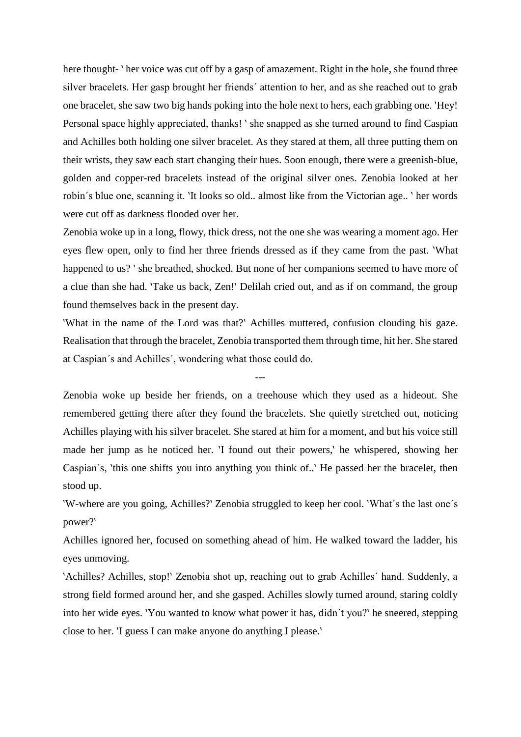here thought- ' her voice was cut off by a gasp of amazement. Right in the hole, she found three silver bracelets. Her gasp brought her friends´ attention to her, and as she reached out to grab one bracelet, she saw two big hands poking into the hole next to hers, each grabbing one. 'Hey! Personal space highly appreciated, thanks! ' she snapped as she turned around to find Caspian and Achilles both holding one silver bracelet. As they stared at them, all three putting them on their wrists, they saw each start changing their hues. Soon enough, there were a greenish-blue, golden and copper-red bracelets instead of the original silver ones. Zenobia looked at her robin´s blue one, scanning it. 'It looks so old.. almost like from the Victorian age.. ' her words were cut off as darkness flooded over her.

Zenobia woke up in a long, flowy, thick dress, not the one she was wearing a moment ago. Her eyes flew open, only to find her three friends dressed as if they came from the past. 'What happened to us? ' she breathed, shocked. But none of her companions seemed to have more of a clue than she had. 'Take us back, Zen!' Delilah cried out, and as if on command, the group found themselves back in the present day.

'What in the name of the Lord was that?' Achilles muttered, confusion clouding his gaze. Realisation that through the bracelet, Zenobia transported them through time, hit her. She stared at Caspian´s and Achilles´, wondering what those could do.

---

Zenobia woke up beside her friends, on a treehouse which they used as a hideout. She remembered getting there after they found the bracelets. She quietly stretched out, noticing Achilles playing with his silver bracelet. She stared at him for a moment, and but his voice still made her jump as he noticed her. 'I found out their powers,' he whispered, showing her Caspian´s, 'this one shifts you into anything you think of..' He passed her the bracelet, then stood up.

'W-where are you going, Achilles?' Zenobia struggled to keep her cool. 'What´s the last one´s power?'

Achilles ignored her, focused on something ahead of him. He walked toward the ladder, his eyes unmoving.

'Achilles? Achilles, stop!' Zenobia shot up, reaching out to grab Achilles´ hand. Suddenly, a strong field formed around her, and she gasped. Achilles slowly turned around, staring coldly into her wide eyes. 'You wanted to know what power it has, didn´t you?' he sneered, stepping close to her. 'I guess I can make anyone do anything I please.'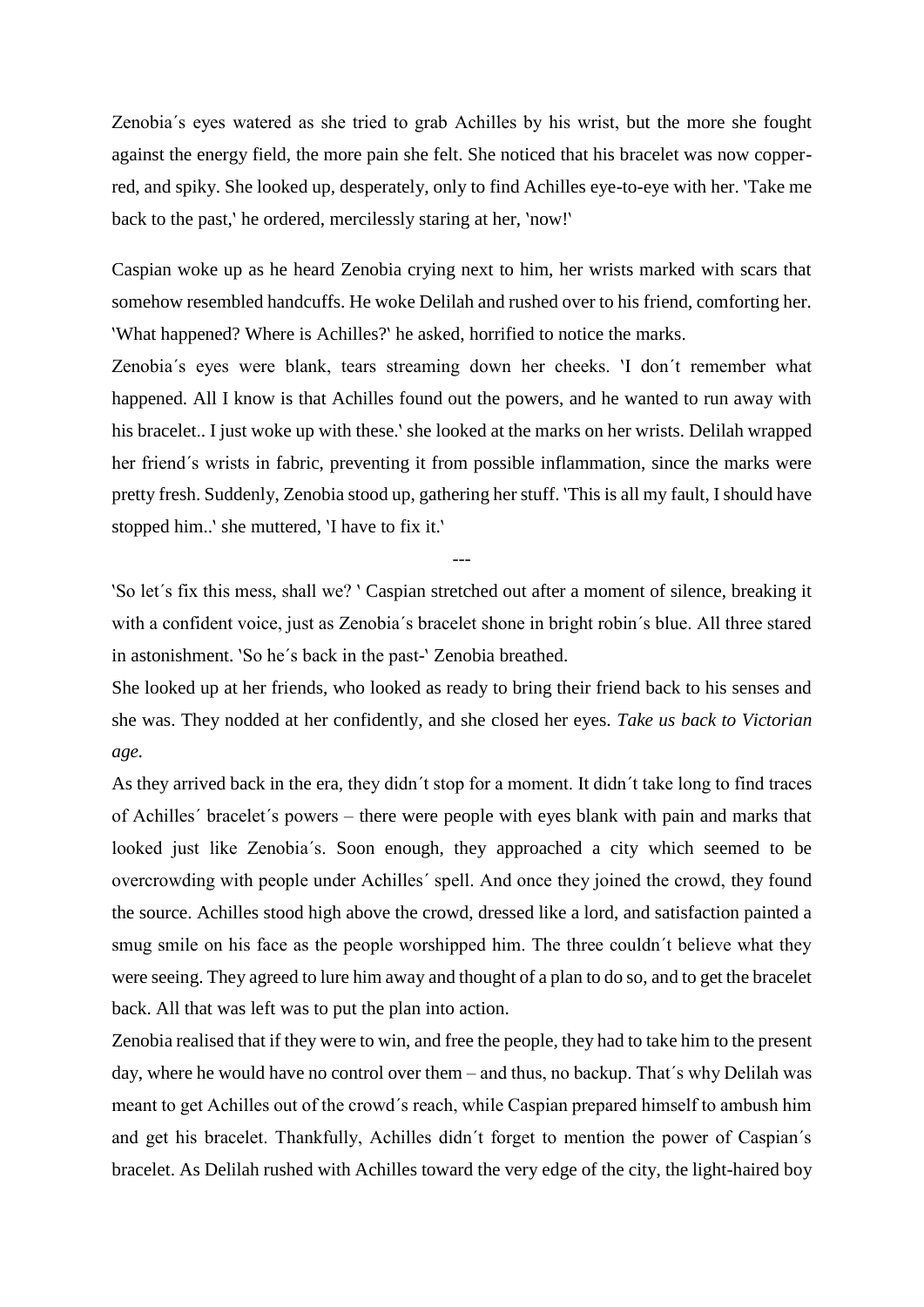Zenobia´s eyes watered as she tried to grab Achilles by his wrist, but the more she fought against the energy field, the more pain she felt. She noticed that his bracelet was now copper-red, and spiky. She looked up, desperately, only to find Achilles eye-to-eye with her. 'Take me back to the past,' he ordered, mercilessly staring at her, 'now!'

Caspian woke up as he heard Zenobia crying next to him, her wrists marked with scars that somehow resembled handcuffs. He woke Delilah and rushed over to his friend, comforting her. 'What happened? Where is Achilles?' he asked, horrified to notice the marks.

Zenobia´s eyes were blank, tears streaming down her cheeks. 'I don´t remember what happened. All I know is that Achilles found out the powers, and he wanted to run away with his bracelet.. I just woke up with these.' she looked at the marks on her wrists. Delilah wrapped her friend´s wrists in fabric, preventing it from possible inflammation, since the marks were pretty fresh. Suddenly, Zenobia stood up, gathering her stuff. 'This is all my fault, I should have stopped him..' she muttered, 'I have to fix it.'

---

'So let´s fix this mess, shall we? ' Caspian stretched out after a moment of silence, breaking it with a confident voice, just as Zenobia´s bracelet shone in bright robin´s blue. All three stared in astonishment. 'So he´s back in the past-' Zenobia breathed.

She looked up at her friends, who looked as ready to bring their friend back to his senses and she was. They nodded at her confidently, and she closed her eyes. *Take us back to Victorian age.*

As they arrived back in the era, they didn´t stop for a moment. It didn´t take long to find traces of Achilles´ bracelet´s powers – there were people with eyes blank with pain and marks that looked just like Zenobia´s. Soon enough, they approached a city which seemed to be overcrowding with people under Achilles´ spell. And once they joined the crowd, they found the source. Achilles stood high above the crowd, dressed like a lord, and satisfaction painted a smug smile on his face as the people worshipped him. The three couldn´t believe what they were seeing. They agreed to lure him away and thought of a plan to do so, and to get the bracelet back. All that was left was to put the plan into action.

Zenobia realised that if they were to win, and free the people, they had to take him to the present day, where he would have no control over them – and thus, no backup. That´s why Delilah was meant to get Achilles out of the crowd´s reach, while Caspian prepared himself to ambush him and get his bracelet. Thankfully, Achilles didn´t forget to mention the power of Caspian´s bracelet. As Delilah rushed with Achilles toward the very edge of the city, the light-haired boy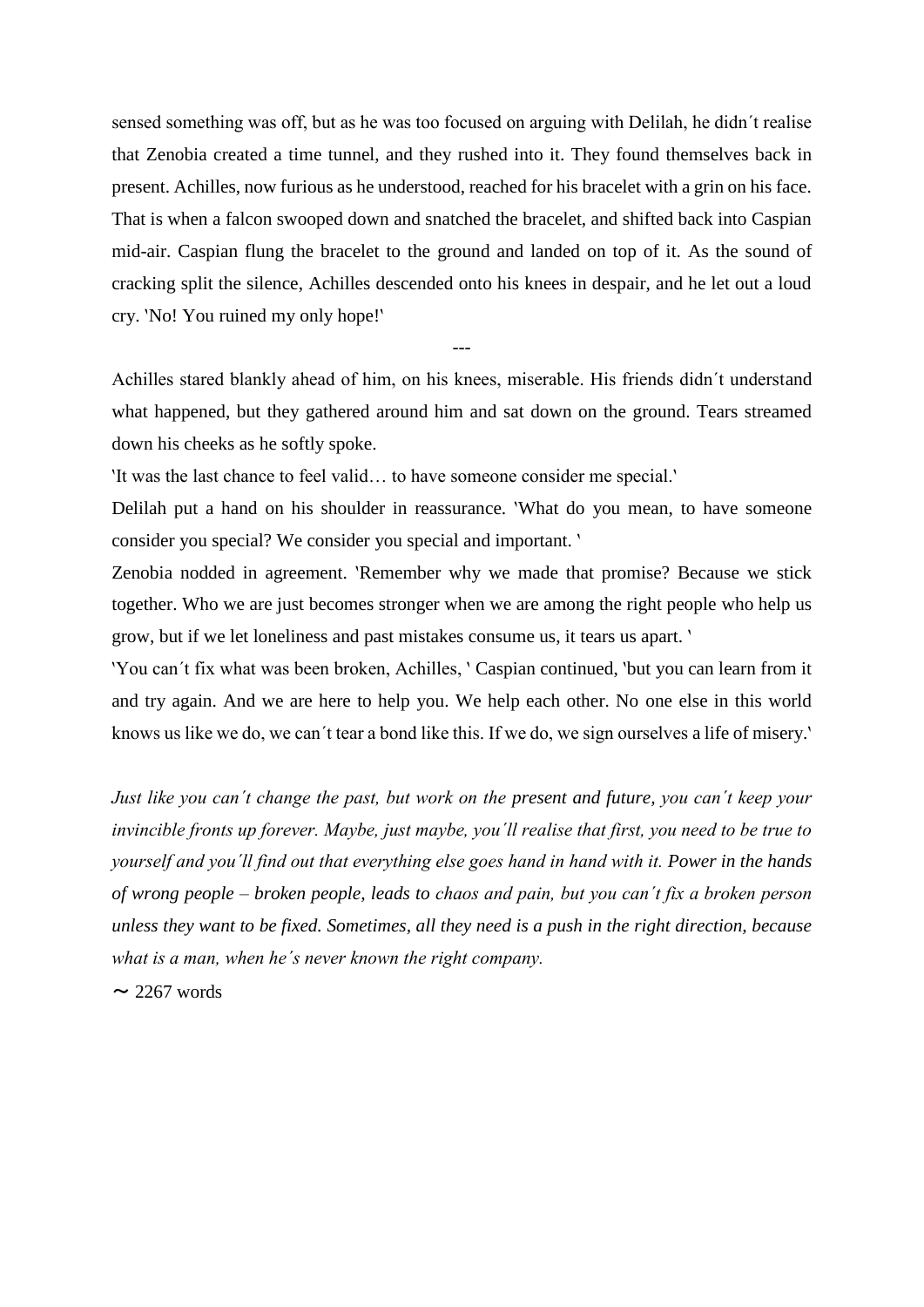sensed something was off, but as he was too focused on arguing with Delilah, he didn´t realise that Zenobia created a time tunnel, and they rushed into it. They found themselves back in present. Achilles, now furious as he understood, reached for his bracelet with a grin on his face. That is when a falcon swooped down and snatched the bracelet, and shifted back into Caspian mid-air. Caspian flung the bracelet to the ground and landed on top of it. As the sound of cracking split the silence, Achilles descended onto his knees in despair, and he let out a loud cry. 'No! You ruined my only hope!'

---

Achilles stared blankly ahead of him, on his knees, miserable. His friends didn´t understand what happened, but they gathered around him and sat down on the ground. Tears streamed down his cheeks as he softly spoke.

'It was the last chance to feel valid… to have someone consider me special.'

Delilah put a hand on his shoulder in reassurance. 'What do you mean, to have someone consider you special? We consider you special and important. '

Zenobia nodded in agreement. 'Remember why we made that promise? Because we stick together. Who we are just becomes stronger when we are among the right people who help us grow, but if we let loneliness and past mistakes consume us, it tears us apart. '

'You can´t fix what was been broken, Achilles, ' Caspian continued, 'but you can learn from it and try again. And we are here to help you. We help each other. No one else in this world knows us like we do, we can´t tear a bond like this. If we do, we sign ourselves a life of misery.'

*Just like you can´t change the past, but work on the present and future, you can´t keep your invincible fronts up forever. Maybe, just maybe, you´ll realise that first, you need to be true to yourself and you´ll find out that everything else goes hand in hand with it. Power in the hands of wrong people – broken people, leads to chaos and pain, but you can´t fix a broken person unless they want to be fixed. Sometimes, all they need is a push in the right direction, because what is a man, when he´s never known the right company.*

~ 2267 words